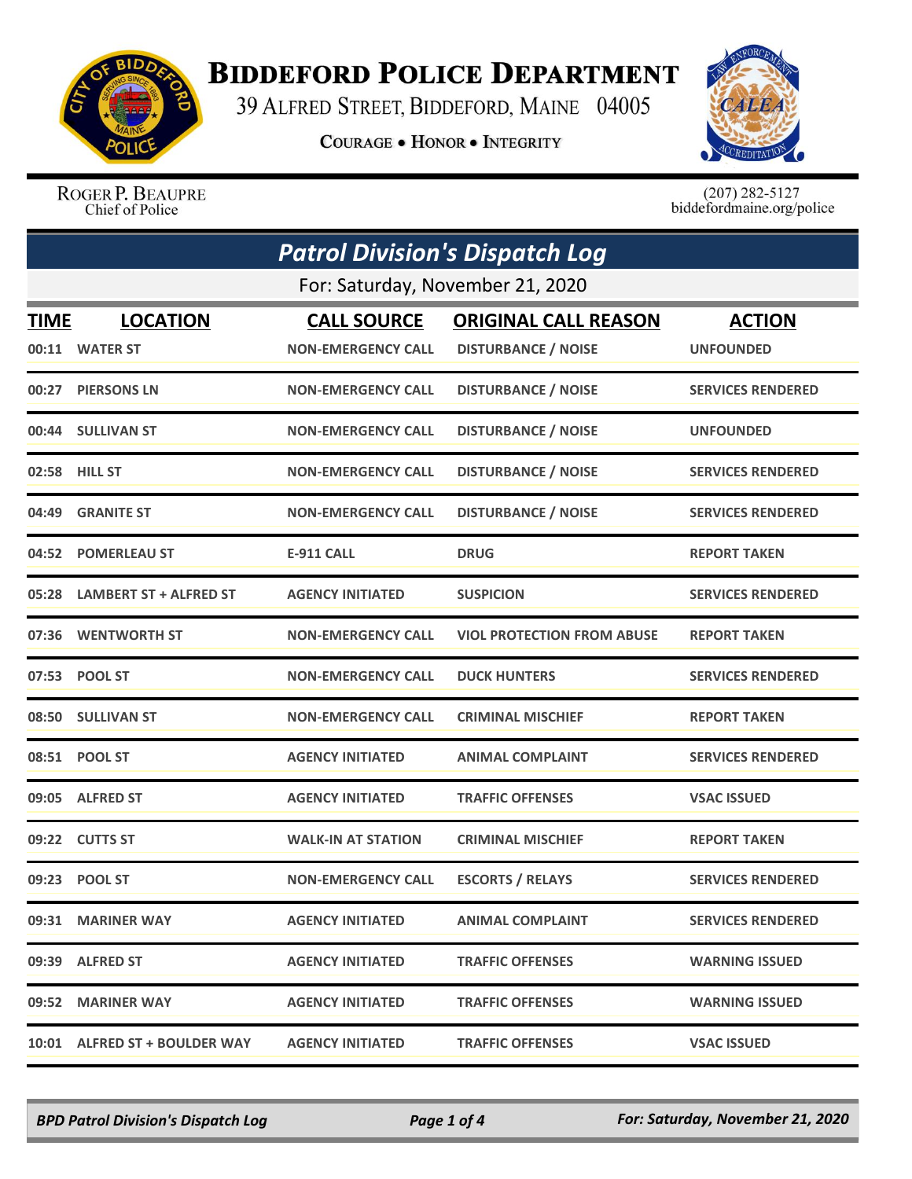# Biddeford Police Department

39 Alfred Street, Biddeford, Maine 04005

**Courage • Honor • Integrity**

Roger P. Beaupre
Chief of Police

(207) 282-5127
biddefordmaine.org/police

## *Patrol Division's Dispatch Log*

For: Saturday, November 21, 2020

| TIME | LOCATION | CALL SOURCE | ORIGINAL CALL REASON | ACTION |
|---|---|---|---|---|
| 00:11 | WATER ST | NON-EMERGENCY CALL | DISTURBANCE / NOISE | UNFOUNDED |
| 00:27 | PIERSONS LN | NON-EMERGENCY CALL | DISTURBANCE / NOISE | SERVICES RENDERED |
| 00:44 | SULLIVAN ST | NON-EMERGENCY CALL | DISTURBANCE / NOISE | UNFOUNDED |
| 02:58 | HILL ST | NON-EMERGENCY CALL | DISTURBANCE / NOISE | SERVICES RENDERED |
| 04:49 | GRANITE ST | NON-EMERGENCY CALL | DISTURBANCE / NOISE | SERVICES RENDERED |
| 04:52 | POMERLEAU ST | E-911 CALL | DRUG | REPORT TAKEN |
| 05:28 | LAMBERT ST + ALFRED ST | AGENCY INITIATED | SUSPICION | SERVICES RENDERED |
| 07:36 | WENTWORTH ST | NON-EMERGENCY CALL | VIOL PROTECTION FROM ABUSE | REPORT TAKEN |
| 07:53 | POOL ST | NON-EMERGENCY CALL | DUCK HUNTERS | SERVICES RENDERED |
| 08:50 | SULLIVAN ST | NON-EMERGENCY CALL | CRIMINAL MISCHIEF | REPORT TAKEN |
| 08:51 | POOL ST | AGENCY INITIATED | ANIMAL COMPLAINT | SERVICES RENDERED |
| 09:05 | ALFRED ST | AGENCY INITIATED | TRAFFIC OFFENSES | VSAC ISSUED |
| 09:22 | CUTTS ST | WALK-IN AT STATION | CRIMINAL MISCHIEF | REPORT TAKEN |
| 09:23 | POOL ST | NON-EMERGENCY CALL | ESCORTS / RELAYS | SERVICES RENDERED |
| 09:31 | MARINER WAY | AGENCY INITIATED | ANIMAL COMPLAINT | SERVICES RENDERED |
| 09:39 | ALFRED ST | AGENCY INITIATED | TRAFFIC OFFENSES | WARNING ISSUED |
| 09:52 | MARINER WAY | AGENCY INITIATED | TRAFFIC OFFENSES | WARNING ISSUED |
| 10:01 | ALFRED ST + BOULDER WAY | AGENCY INITIATED | TRAFFIC OFFENSES | VSAC ISSUED |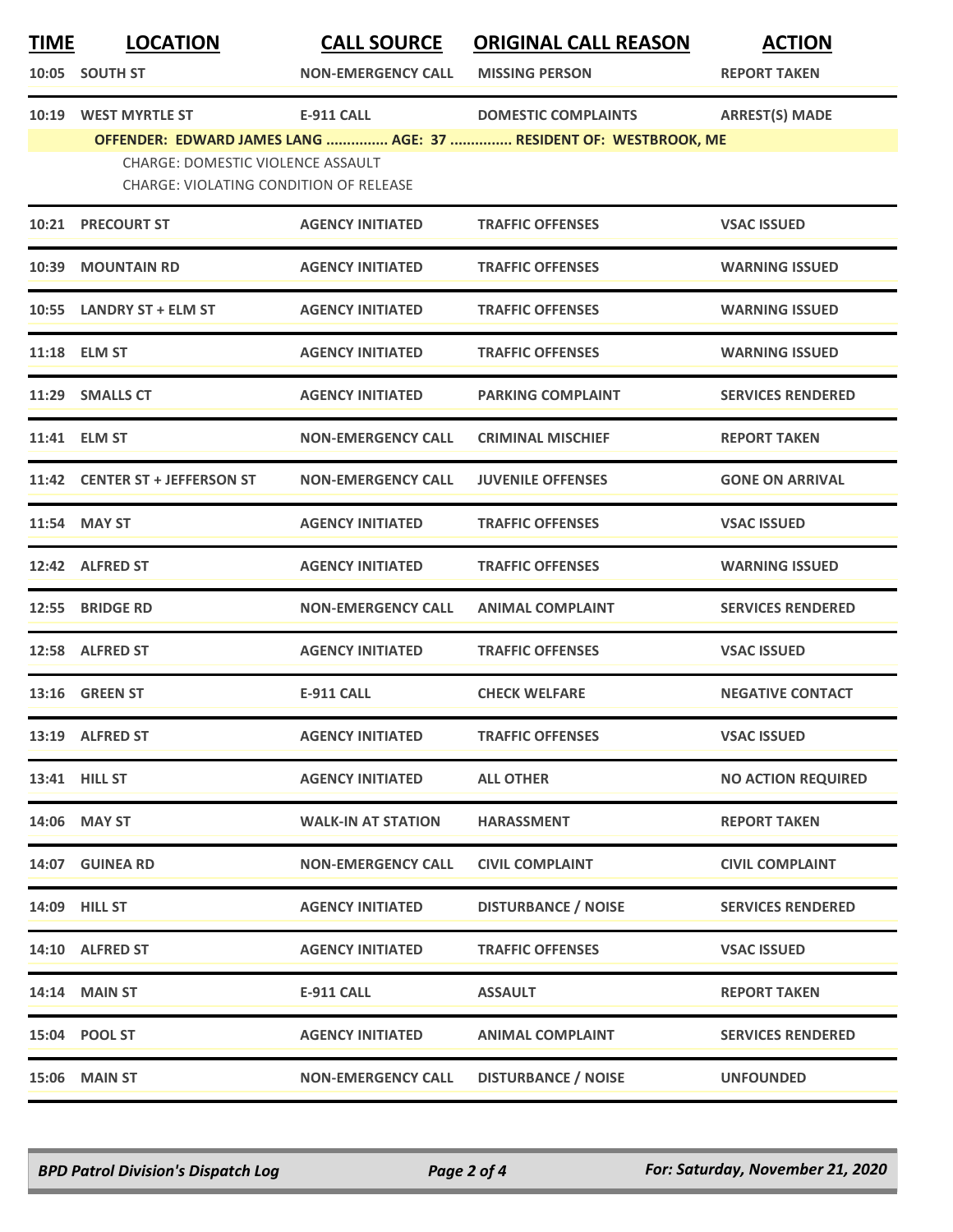| TIME | LOCATION | CALL SOURCE | ORIGINAL CALL REASON | ACTION |
|---|---|---|---|---|
| 10:05 | SOUTH ST | NON-EMERGENCY CALL | MISSING PERSON | REPORT TAKEN |
| 10:19 | WEST MYRTLE ST | E-911 CALL | DOMESTIC COMPLAINTS | ARREST(S) MADE |
| | OFFENDER: EDWARD JAMES LANG ............... AGE: 37 ............... RESIDENT OF: WESTBROOK, ME | | | |
| | CHARGE: DOMESTIC VIOLENCE ASSAULT | | | |
| | CHARGE: VIOLATING CONDITION OF RELEASE | | | |
| 10:21 | PRECOURT ST | AGENCY INITIATED | TRAFFIC OFFENSES | VSAC ISSUED |
| 10:39 | MOUNTAIN RD | AGENCY INITIATED | TRAFFIC OFFENSES | WARNING ISSUED |
| 10:55 | LANDRY ST + ELM ST | AGENCY INITIATED | TRAFFIC OFFENSES | WARNING ISSUED |
| 11:18 | ELM ST | AGENCY INITIATED | TRAFFIC OFFENSES | WARNING ISSUED |
| 11:29 | SMALLS CT | AGENCY INITIATED | PARKING COMPLAINT | SERVICES RENDERED |
| 11:41 | ELM ST | NON-EMERGENCY CALL | CRIMINAL MISCHIEF | REPORT TAKEN |
| 11:42 | CENTER ST + JEFFERSON ST | NON-EMERGENCY CALL | JUVENILE OFFENSES | GONE ON ARRIVAL |
| 11:54 | MAY ST | AGENCY INITIATED | TRAFFIC OFFENSES | VSAC ISSUED |
| 12:42 | ALFRED ST | AGENCY INITIATED | TRAFFIC OFFENSES | WARNING ISSUED |
| 12:55 | BRIDGE RD | NON-EMERGENCY CALL | ANIMAL COMPLAINT | SERVICES RENDERED |
| 12:58 | ALFRED ST | AGENCY INITIATED | TRAFFIC OFFENSES | VSAC ISSUED |
| 13:16 | GREEN ST | E-911 CALL | CHECK WELFARE | NEGATIVE CONTACT |
| 13:19 | ALFRED ST | AGENCY INITIATED | TRAFFIC OFFENSES | VSAC ISSUED |
| 13:41 | HILL ST | AGENCY INITIATED | ALL OTHER | NO ACTION REQUIRED |
| 14:06 | MAY ST | WALK-IN AT STATION | HARASSMENT | REPORT TAKEN |
| 14:07 | GUINEA RD | NON-EMERGENCY CALL | CIVIL COMPLAINT | CIVIL COMPLAINT |
| 14:09 | HILL ST | AGENCY INITIATED | DISTURBANCE / NOISE | SERVICES RENDERED |
| 14:10 | ALFRED ST | AGENCY INITIATED | TRAFFIC OFFENSES | VSAC ISSUED |
| 14:14 | MAIN ST | E-911 CALL | ASSAULT | REPORT TAKEN |
| 15:04 | POOL ST | AGENCY INITIATED | ANIMAL COMPLAINT | SERVICES RENDERED |
| 15:06 | MAIN ST | NON-EMERGENCY CALL | DISTURBANCE / NOISE | UNFOUNDED |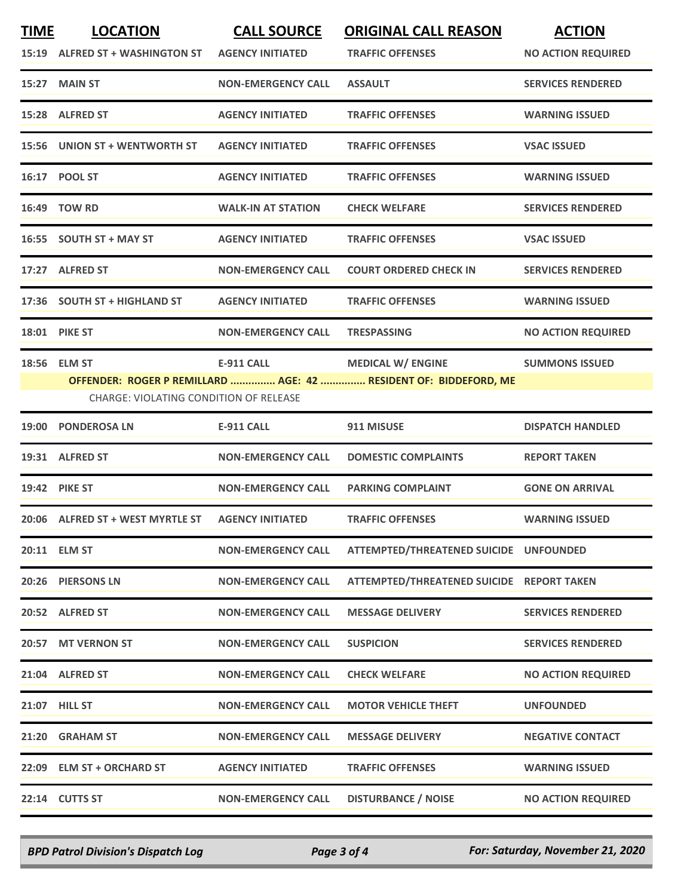| TIME | LOCATION | CALL SOURCE | ORIGINAL CALL REASON | ACTION |
|---|---|---|---|---|
| 15:19 | ALFRED ST + WASHINGTON ST | AGENCY INITIATED | TRAFFIC OFFENSES | NO ACTION REQUIRED |
| 15:27 | MAIN ST | NON-EMERGENCY CALL | ASSAULT | SERVICES RENDERED |
| 15:28 | ALFRED ST | AGENCY INITIATED | TRAFFIC OFFENSES | WARNING ISSUED |
| 15:56 | UNION ST + WENTWORTH ST | AGENCY INITIATED | TRAFFIC OFFENSES | VSAC ISSUED |
| 16:17 | POOL ST | AGENCY INITIATED | TRAFFIC OFFENSES | WARNING ISSUED |
| 16:49 | TOW RD | WALK-IN AT STATION | CHECK WELFARE | SERVICES RENDERED |
| 16:55 | SOUTH ST + MAY ST | AGENCY INITIATED | TRAFFIC OFFENSES | VSAC ISSUED |
| 17:27 | ALFRED ST | NON-EMERGENCY CALL | COURT ORDERED CHECK IN | SERVICES RENDERED |
| 17:36 | SOUTH ST + HIGHLAND ST | AGENCY INITIATED | TRAFFIC OFFENSES | WARNING ISSUED |
| 18:01 | PIKE ST | NON-EMERGENCY CALL | TRESPASSING | NO ACTION REQUIRED |
| 18:56 | ELM ST | E-911 CALL | MEDICAL W/ ENGINE | SUMMONS ISSUED |
| | OFFENDER: ROGER P REMILLARD ............... AGE: 42 ............... RESIDENT OF: BIDDEFORD, ME | | | |
| | CHARGE: VIOLATING CONDITION OF RELEASE | | | |
| 19:00 | PONDEROSA LN | E-911 CALL | 911 MISUSE | DISPATCH HANDLED |
| 19:31 | ALFRED ST | NON-EMERGENCY CALL | DOMESTIC COMPLAINTS | REPORT TAKEN |
| 19:42 | PIKE ST | NON-EMERGENCY CALL | PARKING COMPLAINT | GONE ON ARRIVAL |
| 20:06 | ALFRED ST + WEST MYRTLE ST | AGENCY INITIATED | TRAFFIC OFFENSES | WARNING ISSUED |
| 20:11 | ELM ST | NON-EMERGENCY CALL | ATTEMPTED/THREATENED SUICIDE | UNFOUNDED |
| 20:26 | PIERSONS LN | NON-EMERGENCY CALL | ATTEMPTED/THREATENED SUICIDE | REPORT TAKEN |
| 20:52 | ALFRED ST | NON-EMERGENCY CALL | MESSAGE DELIVERY | SERVICES RENDERED |
| 20:57 | MT VERNON ST | NON-EMERGENCY CALL | SUSPICION | SERVICES RENDERED |
| 21:04 | ALFRED ST | NON-EMERGENCY CALL | CHECK WELFARE | NO ACTION REQUIRED |
| 21:07 | HILL ST | NON-EMERGENCY CALL | MOTOR VEHICLE THEFT | UNFOUNDED |
| 21:20 | GRAHAM ST | NON-EMERGENCY CALL | MESSAGE DELIVERY | NEGATIVE CONTACT |
| 22:09 | ELM ST + ORCHARD ST | AGENCY INITIATED | TRAFFIC OFFENSES | WARNING ISSUED |
| 22:14 | CUTTS ST | NON-EMERGENCY CALL | DISTURBANCE / NOISE | NO ACTION REQUIRED |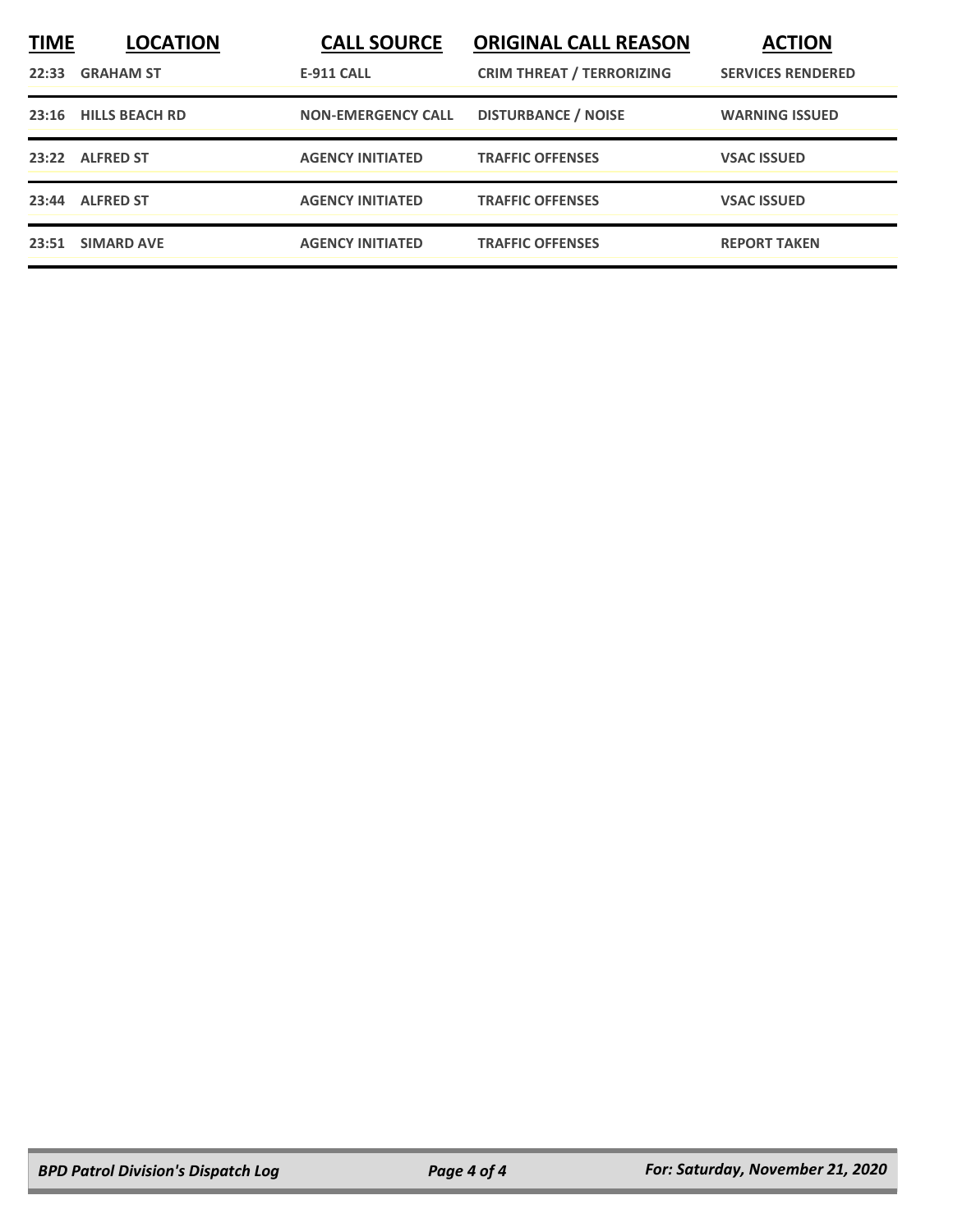| TIME | LOCATION | CALL SOURCE | ORIGINAL CALL REASON | ACTION |
|---|---|---|---|---|
| 22:33 | GRAHAM ST | E-911 CALL | CRIM THREAT / TERRORIZING | SERVICES RENDERED |
| 23:16 | HILLS BEACH RD | NON-EMERGENCY CALL | DISTURBANCE / NOISE | WARNING ISSUED |
| 23:22 | ALFRED ST | AGENCY INITIATED | TRAFFIC OFFENSES | VSAC ISSUED |
| 23:44 | ALFRED ST | AGENCY INITIATED | TRAFFIC OFFENSES | VSAC ISSUED |
| 23:51 | SIMARD AVE | AGENCY INITIATED | TRAFFIC OFFENSES | REPORT TAKEN |